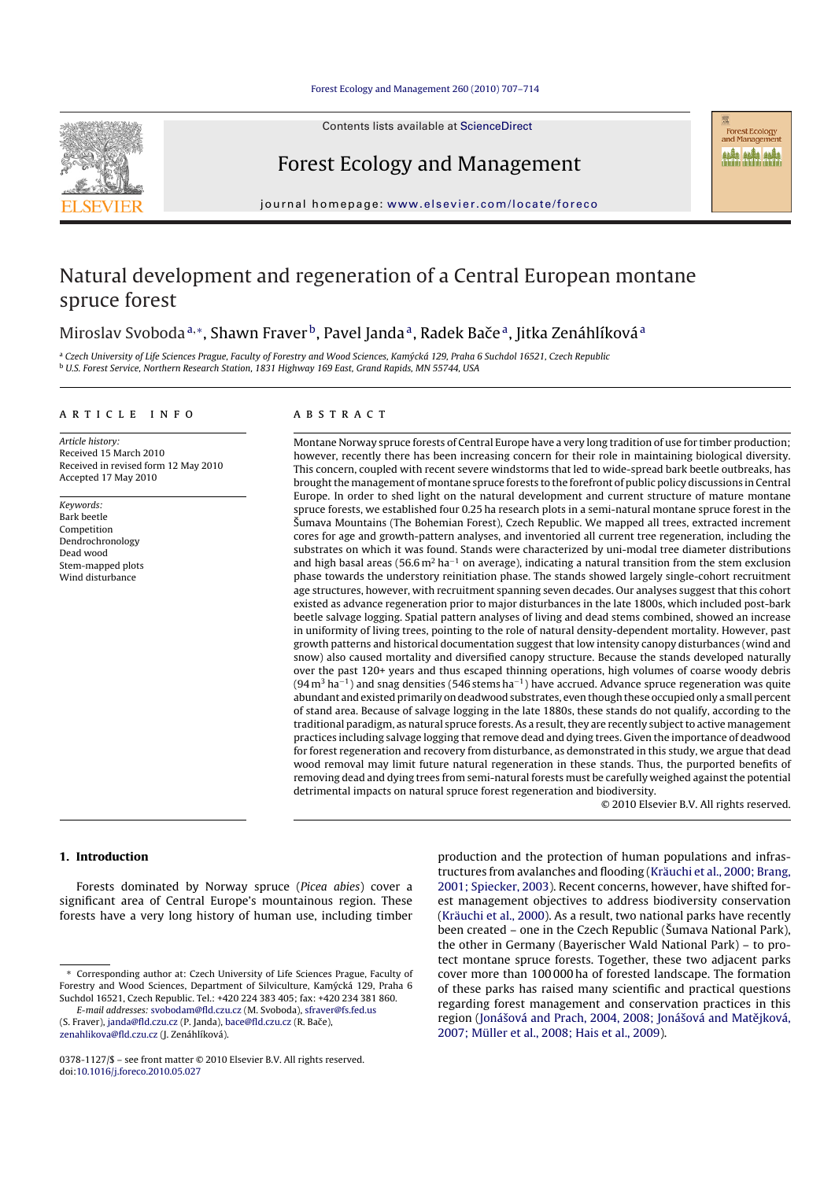# Natural development and regeneration of a Central European montane spruce forest

Miroslav Svoboda[a,*], Shawn Fraver[b], Pavel Janda[a], Radek Bače[a], Jitka Zenáhlíková[a]

[a] Czech University of Life Sciences Prague, Faculty of Forestry and Wood Sciences, Kamýcká 129, Praha 6 Suchdol 16521, Czech Republic
[b] U.S. Forest Service, Northern Research Station, 1831 Highway 169 East, Grand Rapids, MN 55744, USA

## ARTICLE INFO

*Article history:*
Received 15 March 2010
Received in revised form 12 May 2010
Accepted 17 May 2010

*Keywords:*
Bark beetle
Competition
Dendrochronology
Dead wood
Stem-mapped plots
Wind disturbance

## ABSTRACT

Montane Norway spruce forests of Central Europe have a very long tradition of use for timber production; however, recently there has been increasing concern for their role in maintaining biological diversity. This concern, coupled with recent severe windstorms that led to wide-spread bark beetle outbreaks, has brought the management of montane spruce forests to the forefront of public policy discussions in Central Europe. In order to shed light on the natural development and current structure of mature montane spruce forests, we established four 0.25 ha research plots in a semi-natural montane spruce forest in the Šumava Mountains (The Bohemian Forest), Czech Republic. We mapped all trees, extracted increment cores for age and growth-pattern analyses, and inventoried all current tree regeneration, including the substrates on which it was found. Stands were characterized by uni-modal tree diameter distributions and high basal areas (56.6 m$^2$ ha$^{-1}$ on average), indicating a natural transition from the stem exclusion phase towards the understory reinitiation phase. The stands showed largely single-cohort recruitment age structures, however, with recruitment spanning seven decades. Our analyses suggest that this cohort existed as advance regeneration prior to major disturbances in the late 1800s, which included post-bark beetle salvage logging. Spatial pattern analyses of living and dead stems combined, showed an increase in uniformity of living trees, pointing to the role of natural density-dependent mortality. However, past growth patterns and historical documentation suggest that low intensity canopy disturbances (wind and snow) also caused mortality and diversified canopy structure. Because the stands developed naturally over the past 120+ years and thus escaped thinning operations, high volumes of coarse woody debris (94 m$^3$ ha$^{-1}$) and snag densities (546 stems ha$^{-1}$) have accrued. Advance spruce regeneration was quite abundant and existed primarily on deadwood substrates, even though these occupied only a small percent of stand area. Because of salvage logging in the late 1880s, these stands do not qualify, according to the traditional paradigm, as natural spruce forests. As a result, they are recently subject to active management practices including salvage logging that remove dead and dying trees. Given the importance of deadwood for forest regeneration and recovery from disturbance, as demonstrated in this study, we argue that dead wood removal may limit future natural regeneration in these stands. Thus, the purported benefits of removing dead and dying trees from semi-natural forests must be carefully weighed against the potential detrimental impacts on natural spruce forest regeneration and biodiversity.

© 2010 Elsevier B.V. All rights reserved.

## 1. Introduction

Forests dominated by Norway spruce (*Picea abies*) cover a significant area of Central Europe's mountainous region. These forests have a very long history of human use, including timber production and the protection of human populations and infrastructures from avalanches and flooding (Kräuchi et al., 2000; Brang, 2001; Spiecker, 2003). Recent concerns, however, have shifted forest management objectives to address biodiversity conservation (Kräuchi et al., 2000). As a result, two national parks have recently been created – one in the Czech Republic (Šumava National Park), the other in Germany (Bayerischer Wald National Park) – to protect montane spruce forests. Together, these two adjacent parks cover more than 100 000 ha of forested landscape. The formation of these parks has raised many scientific and practical questions regarding forest management and conservation practices in this region (Jonášová and Prach, 2004, 2008; Jonášová and Matějková, 2007; Müller et al., 2008; Hais et al., 2009).

\* Corresponding author at: Czech University of Life Sciences Prague, Faculty of Forestry and Wood Sciences, Department of Silviculture, Kamýcká 129, Praha 6 Suchdol 16521, Czech Republic. Tel.: +420 224 383 405; fax: +420 234 381 860.
*E-mail addresses:* svobodam@fld.czu.cz (M. Svoboda), sfraver@fs.fed.us (S. Fraver), janda@fld.czu.cz (P. Janda), bace@fld.czu.cz (R. Bače), zenahlikova@fld.czu.cz (J. Zenáhlíková).

0378-1127/$ – see front matter © 2010 Elsevier B.V. All rights reserved.
doi:10.1016/j.foreco.2010.05.027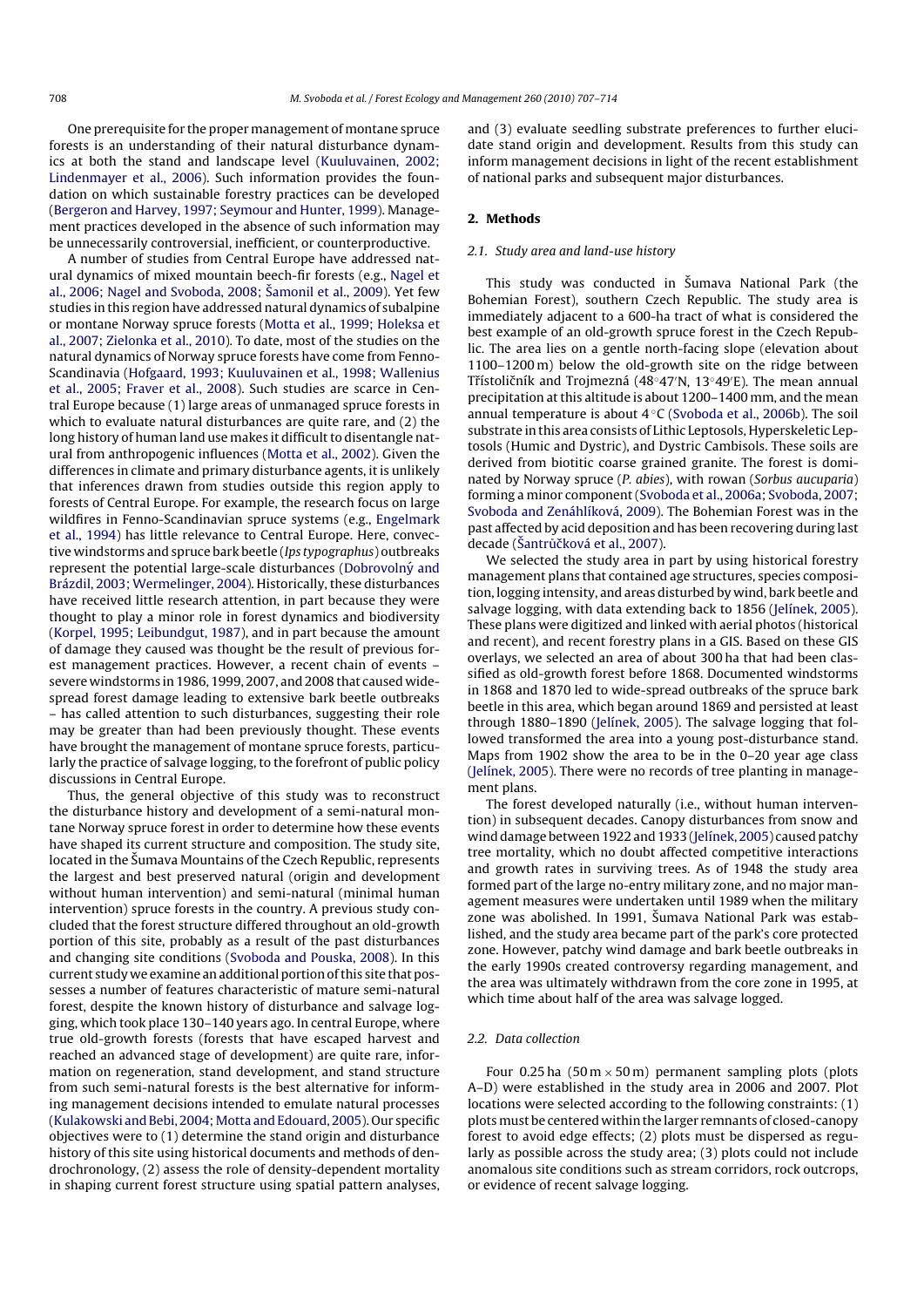One prerequisite for the proper management of montane spruce forests is an understanding of their natural disturbance dynamics at both the stand and landscape level (Kuuluvainen, 2002; Lindenmayer et al., 2006). Such information provides the foundation on which sustainable forestry practices can be developed (Bergeron and Harvey, 1997; Seymour and Hunter, 1999). Management practices developed in the absence of such information may be unnecessarily controversial, inefficient, or counterproductive.

A number of studies from Central Europe have addressed natural dynamics of mixed mountain beech-fir forests (e.g., Nagel et al., 2006; Nagel and Svoboda, 2008; Šamonil et al., 2009). Yet few studies in this region have addressed natural dynamics of subalpine or montane Norway spruce forests (Motta et al., 1999; Holeksa et al., 2007; Zielonka et al., 2010). To date, most of the studies on the natural dynamics of Norway spruce forests have come from Fenno-Scandinavia (Hofgaard, 1993; Kuuluvainen et al., 1998; Wallenius et al., 2005; Fraver et al., 2008). Such studies are scarce in Central Europe because (1) large areas of unmanaged spruce forests in which to evaluate natural disturbances are quite rare, and (2) the long history of human land use makes it difficult to disentangle natural from anthropogenic influences (Motta et al., 2002). Given the differences in climate and primary disturbance agents, it is unlikely that inferences drawn from studies outside this region apply to forests of Central Europe. For example, the research focus on large wildfires in Fenno-Scandinavian spruce systems (e.g., Engelmark et al., 1994) has little relevance to Central Europe. Here, convective windstorms and spruce bark beetle (*Ips typographus*) outbreaks represent the potential large-scale disturbances (Dobrovolný and Brázdil, 2003; Wermelinger, 2004). Historically, these disturbances have received little research attention, in part because they were thought to play a minor role in forest dynamics and biodiversity (Korpel, 1995; Leibundgut, 1987), and in part because the amount of damage they caused was thought be the result of previous forest management practices. However, a recent chain of events – severe windstorms in 1986, 1999, 2007, and 2008 that caused widespread forest damage leading to extensive bark beetle outbreaks – has called attention to such disturbances, suggesting their role may be greater than had been previously thought. These events have brought the management of montane spruce forests, particularly the practice of salvage logging, to the forefront of public policy discussions in Central Europe.

Thus, the general objective of this study was to reconstruct the disturbance history and development of a semi-natural montane Norway spruce forest in order to determine how these events have shaped its current structure and composition. The study site, located in the Šumava Mountains of the Czech Republic, represents the largest and best preserved natural (origin and development without human intervention) and semi-natural (minimal human intervention) spruce forests in the country. A previous study concluded that the forest structure differed throughout an old-growth portion of this site, probably as a result of the past disturbances and changing site conditions (Svoboda and Pouska, 2008). In this current study we examine an additional portion of this site that possesses a number of features characteristic of mature semi-natural forest, despite the known history of disturbance and salvage logging, which took place 130–140 years ago. In central Europe, where true old-growth forests (forests that have escaped harvest and reached an advanced stage of development) are quite rare, information on regeneration, stand development, and stand structure from such semi-natural forests is the best alternative for informing management decisions intended to emulate natural processes (Kulakowski and Bebi, 2004; Motta and Edouard, 2005). Our specific objectives were to (1) determine the stand origin and disturbance history of this site using historical documents and methods of dendrochronology, (2) assess the role of density-dependent mortality in shaping current forest structure using spatial pattern analyses, and (3) evaluate seedling substrate preferences to further elucidate stand origin and development. Results from this study can inform management decisions in light of the recent establishment of national parks and subsequent major disturbances.

## 2. Methods

### 2.1. Study area and land-use history

This study was conducted in Šumava National Park (the Bohemian Forest), southern Czech Republic. The study area is immediately adjacent to a 600-ha tract of what is considered the best example of an old-growth spruce forest in the Czech Republic. The area lies on a gentle north-facing slope (elevation about 1100–1200 m) below the old-growth site on the ridge between Třístoličník and Trojmezná (48°47′N, 13°49′E). The mean annual precipitation at this altitude is about 1200–1400 mm, and the mean annual temperature is about 4 °C (Svoboda et al., 2006b). The soil substrate in this area consists of Lithic Leptosols, Hyperskeletic Leptosols (Humic and Dystric), and Dystric Cambisols. These soils are derived from biotitic coarse grained granite. The forest is dominated by Norway spruce (*P. abies*), with rowan (*Sorbus aucuparia*) forming a minor component (Svoboda et al., 2006a; Svoboda, 2007; Svoboda and Zenáhlíková, 2009). The Bohemian Forest was in the past affected by acid deposition and has been recovering during last decade (Šantrůčková et al., 2007).

We selected the study area in part by using historical forestry management plans that contained age structures, species composition, logging intensity, and areas disturbed by wind, bark beetle and salvage logging, with data extending back to 1856 (Jelínek, 2005). These plans were digitized and linked with aerial photos (historical and recent), and recent forestry plans in a GIS. Based on these GIS overlays, we selected an area of about 300 ha that had been classified as old-growth forest before 1868. Documented windstorms in 1868 and 1870 led to wide-spread outbreaks of the spruce bark beetle in this area, which began around 1869 and persisted at least through 1880–1890 (Jelínek, 2005). The salvage logging that followed transformed the area into a young post-disturbance stand. Maps from 1902 show the area to be in the 0–20 year age class (Jelínek, 2005). There were no records of tree planting in management plans.

The forest developed naturally (i.e., without human intervention) in subsequent decades. Canopy disturbances from snow and wind damage between 1922 and 1933 (Jelínek, 2005) caused patchy tree mortality, which no doubt affected competitive interactions and growth rates in surviving trees. As of 1948 the study area formed part of the large no-entry military zone, and no major management measures were undertaken until 1989 when the military zone was abolished. In 1991, Šumava National Park was established, and the study area became part of the park's core protected zone. However, patchy wind damage and bark beetle outbreaks in the early 1990s created controversy regarding management, and the area was ultimately withdrawn from the core zone in 1995, at which time about half of the area was salvage logged.

### 2.2. Data collection

Four 0.25 ha (50 m × 50 m) permanent sampling plots (plots A–D) were established in the study area in 2006 and 2007. Plot locations were selected according to the following constraints: (1) plots must be centered within the larger remnants of closed-canopy forest to avoid edge effects; (2) plots must be dispersed as regularly as possible across the study area; (3) plots could not include anomalous site conditions such as stream corridors, rock outcrops, or evidence of recent salvage logging.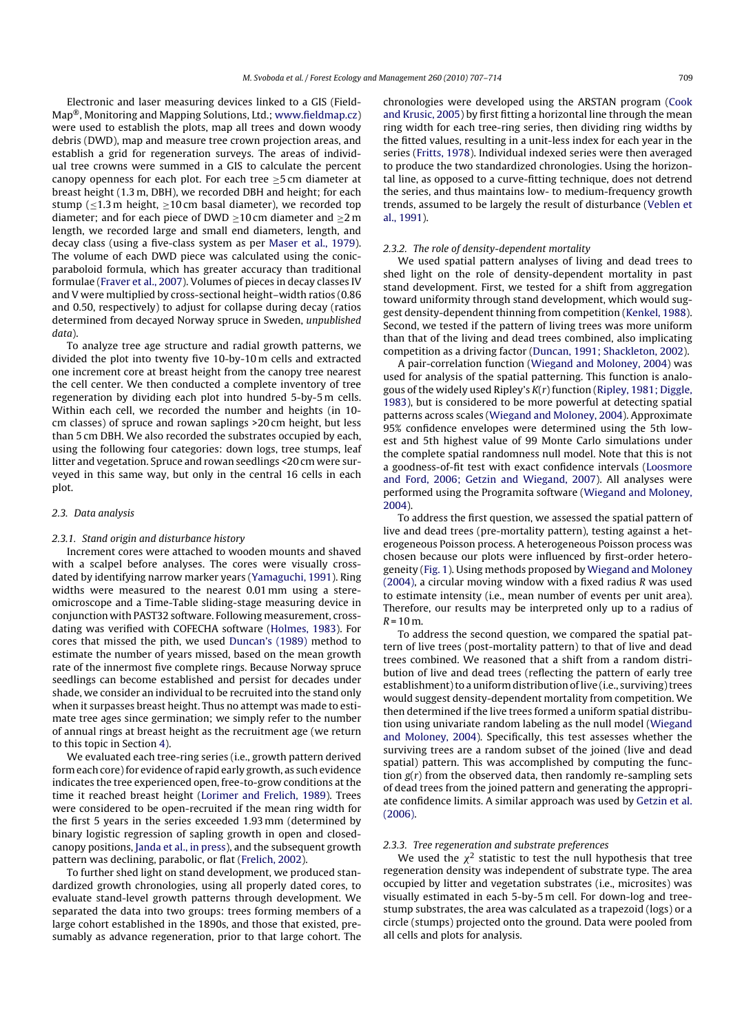Electronic and laser measuring devices linked to a GIS (Field-Map®, Monitoring and Mapping Solutions, Ltd.; www.fieldmap.cz) were used to establish the plots, map all trees and down woody debris (DWD), map and measure tree crown projection areas, and establish a grid for regeneration surveys. The areas of individual tree crowns were summed in a GIS to calculate the percent canopy openness for each plot. For each tree ≥5 cm diameter at breast height (1.3 m, DBH), we recorded DBH and height; for each stump (≤1.3 m height, ≥10 cm basal diameter), we recorded top diameter; and for each piece of DWD ≥10 cm diameter and ≥2 m length, we recorded large and small end diameters, length, and decay class (using a five-class system as per Maser et al., 1979). The volume of each DWD piece was calculated using the conic-paraboloid formula, which has greater accuracy than traditional formulae (Fraver et al., 2007). Volumes of pieces in decay classes IV and V were multiplied by cross-sectional height–width ratios (0.86 and 0.50, respectively) to adjust for collapse during decay (ratios determined from decayed Norway spruce in Sweden, *unpublished data*).

To analyze tree age structure and radial growth patterns, we divided the plot into twenty five 10-by-10 m cells and extracted one increment core at breast height from the canopy tree nearest the cell center. We then conducted a complete inventory of tree regeneration by dividing each plot into hundred 5-by-5 m cells. Within each cell, we recorded the number and heights (in 10-cm classes) of spruce and rowan saplings >20 cm height, but less than 5 cm DBH. We also recorded the substrates occupied by each, using the following four categories: down logs, tree stumps, leaf litter and vegetation. Spruce and rowan seedlings <20 cm were surveyed in this same way, but only in the central 16 cells in each plot.

### 2.3. Data analysis

#### 2.3.1. Stand origin and disturbance history

Increment cores were attached to wooden mounts and shaved with a scalpel before analyses. The cores were visually cross-dated by identifying narrow marker years (Yamaguchi, 1991). Ring widths were measured to the nearest 0.01 mm using a stereomicroscope and a Time-Table sliding-stage measuring device in conjunction with PAST32 software. Following measurement, cross-dating was verified with COFECHA software (Holmes, 1983). For cores that missed the pith, we used Duncan's (1989) method to estimate the number of years missed, based on the mean growth rate of the innermost five complete rings. Because Norway spruce seedlings can become established and persist for decades under shade, we consider an individual to be recruited into the stand only when it surpasses breast height. Thus no attempt was made to estimate tree ages since germination; we simply refer to the number of annual rings at breast height as the recruitment age (we return to this topic in Section 4).

We evaluated each tree-ring series (i.e., growth pattern derived form each core) for evidence of rapid early growth, as such evidence indicates the tree experienced open, free-to-grow conditions at the time it reached breast height (Lorimer and Frelich, 1989). Trees were considered to be open-recruited if the mean ring width for the first 5 years in the series exceeded 1.93 mm (determined by binary logistic regression of sapling growth in open and closed-canopy positions, Janda et al., in press), and the subsequent growth pattern was declining, parabolic, or flat (Frelich, 2002).

To further shed light on stand development, we produced standardized growth chronologies, using all properly dated cores, to evaluate stand-level growth patterns through development. We separated the data into two groups: trees forming members of a large cohort established in the 1890s, and those that existed, presumably as advance regeneration, prior to that large cohort. The chronologies were developed using the ARSTAN program (Cook and Krusic, 2005) by first fitting a horizontal line through the mean ring width for each tree-ring series, then dividing ring widths by the fitted values, resulting in a unit-less index for each year in the series (Fritts, 1978). Individual indexed series were then averaged to produce the two standardized chronologies. Using the horizontal line, as opposed to a curve-fitting technique, does not detrend the series, and thus maintains low- to medium-frequency growth trends, assumed to be largely the result of disturbance (Veblen et al., 1991).

#### 2.3.2. The role of density-dependent mortality

We used spatial pattern analyses of living and dead trees to shed light on the role of density-dependent mortality in past stand development. First, we tested for a shift from aggregation toward uniformity through stand development, which would suggest density-dependent thinning from competition (Kenkel, 1988). Second, we tested if the pattern of living trees was more uniform than that of the living and dead trees combined, also implicating competition as a driving factor (Duncan, 1991; Shackleton, 2002).

A pair-correlation function (Wiegand and Moloney, 2004) was used for analysis of the spatial patterning. This function is analogous of the widely used Ripley's $K(r)$ function (Ripley, 1981; Diggle, 1983), but is considered to be more powerful at detecting spatial patterns across scales (Wiegand and Moloney, 2004). Approximate 95% confidence envelopes were determined using the 5th lowest and 5th highest value of 99 Monte Carlo simulations under the complete spatial randomness null model. Note that this is not a goodness-of-fit test with exact confidence intervals (Loosmore and Ford, 2006; Getzin and Wiegand, 2007). All analyses were performed using the Programita software (Wiegand and Moloney, 2004).

To address the first question, we assessed the spatial pattern of live and dead trees (pre-mortality pattern), testing against a heterogeneous Poisson process. A heterogeneous Poisson process was chosen because our plots were influenced by first-order heterogeneity (Fig. 1). Using methods proposed by Wiegand and Moloney (2004), a circular moving window with a fixed radius $R$ was used to estimate intensity (i.e., mean number of events per unit area). Therefore, our results may be interpreted only up to a radius of $R = 10$ m.

To address the second question, we compared the spatial pattern of live trees (post-mortality pattern) to that of live and dead trees combined. We reasoned that a shift from a random distribution of live and dead trees (reflecting the pattern of early tree establishment) to a uniform distribution of live (i.e., surviving) trees would suggest density-dependent mortality from competition. We then determined if the live trees formed a uniform spatial distribution using univariate random labeling as the null model (Wiegand and Moloney, 2004). Specifically, this test assesses whether the surviving trees are a random subset of the joined (live and dead spatial) pattern. This was accomplished by computing the function $g(r)$ from the observed data, then randomly re-sampling sets of dead trees from the joined pattern and generating the appropriate confidence limits. A similar approach was used by Getzin et al. (2006).

#### 2.3.3. Tree regeneration and substrate preferences

We used the $\chi^2$ statistic to test the null hypothesis that tree regeneration density was independent of substrate type. The area occupied by litter and vegetation substrates (i.e., microsites) was visually estimated in each 5-by-5 m cell. For down-log and tree-stump substrates, the area was calculated as a trapezoid (logs) or a circle (stumps) projected onto the ground. Data were pooled from all cells and plots for analysis.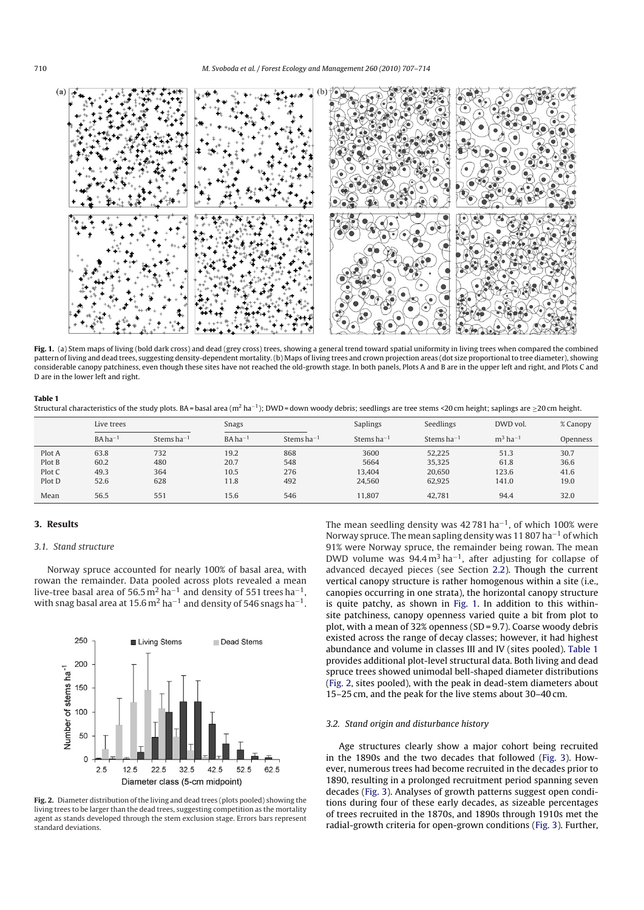**Fig. 1.** (a) Stem maps of living (bold dark cross) and dead (grey cross) trees, showing a general trend toward spatial uniformity in living trees when compared the combined pattern of living and dead trees, suggesting density-dependent mortality. (b) Maps of living trees and crown projection areas (dot size proportional to tree diameter), showing considerable canopy patchiness, even though these sites have not reached the old-growth stage. In both panels, Plots A and B are in the upper left and right, and Plots C and D are in the lower left and right.

**Table 1**
Structural characteristics of the study plots. BA = basal area ($m^2\,ha^{-1}$); DWD = down woody debris; seedlings are tree stems <20 cm height; saplings are ≥20 cm height.

| | Live trees | | Snags | | Saplings | Seedlings | DWD vol. | % Canopy |
|---|---|---|---|---|---|---|---|---|
| | BA $ha^{-1}$ | Stems $ha^{-1}$ | BA $ha^{-1}$ | Stems $ha^{-1}$ | Stems $ha^{-1}$ | Stems $ha^{-1}$ | $m^3\,ha^{-1}$ | Openness |
| Plot A | 63.8 | 732 | 19.2 | 868 | 3600 | 52,225 | 51.3 | 30.7 |
| Plot B | 60.2 | 480 | 20.7 | 548 | 5664 | 35,325 | 61.8 | 36.6 |
| Plot C | 49.3 | 364 | 10.5 | 276 | 13,404 | 20,650 | 123.6 | 41.6 |
| Plot D | 52.6 | 628 | 11.8 | 492 | 24,560 | 62,925 | 141.0 | 19.0 |
| Mean | 56.5 | 551 | 15.6 | 546 | 11,807 | 42,781 | 94.4 | 32.0 |

## 3. Results

### 3.1. Stand structure

Norway spruce accounted for nearly 100% of basal area, with rowan the remainder. Data pooled across plots revealed a mean live-tree basal area of $56.5\,m^2\,ha^{-1}$ and density of 551 trees $ha^{-1}$, with snag basal area at $15.6\,m^2\,ha^{-1}$ and density of 546 snags $ha^{-1}$.

**Fig. 2.** Diameter distribution of the living and dead trees (plots pooled) showing the living trees to be larger than the dead trees, suggesting competition as the mortality agent as stands developed through the stem exclusion stage. Errors bars represent standard deviations.

The mean seedling density was 42 781 $ha^{-1}$, of which 100% were Norway spruce. The mean sapling density was 11 807 $ha^{-1}$ of which 91% were Norway spruce, the remainder being rowan. The mean DWD volume was $94.4\,m^3\,ha^{-1}$, after adjusting for collapse of advanced decayed pieces (see Section 2.2). Though the current vertical canopy structure is rather homogenous within a site (i.e., canopies occurring in one strata), the horizontal canopy structure is quite patchy, as shown in Fig. 1. In addition to this within-site patchiness, canopy openness varied quite a bit from plot to plot, with a mean of 32% openness (SD = 9.7). Coarse woody debris existed across the range of decay classes; however, it had highest abundance and volume in classes III and IV (sites pooled). Table 1 provides additional plot-level structural data. Both living and dead spruce trees showed unimodal bell-shaped diameter distributions (Fig. 2, sites pooled), with the peak in dead-stem diameters about 15–25 cm, and the peak for the live stems about 30–40 cm.

### 3.2. Stand origin and disturbance history

Age structures clearly show a major cohort being recruited in the 1890s and the two decades that followed (Fig. 3). However, numerous trees had become recruited in the decades prior to 1890, resulting in a prolonged recruitment period spanning seven decades (Fig. 3). Analyses of growth patterns suggest open conditions during four of these early decades, as sizeable percentages of trees recruited in the 1870s, and 1890s through 1910s met the radial-growth criteria for open-grown conditions (Fig. 3). Further,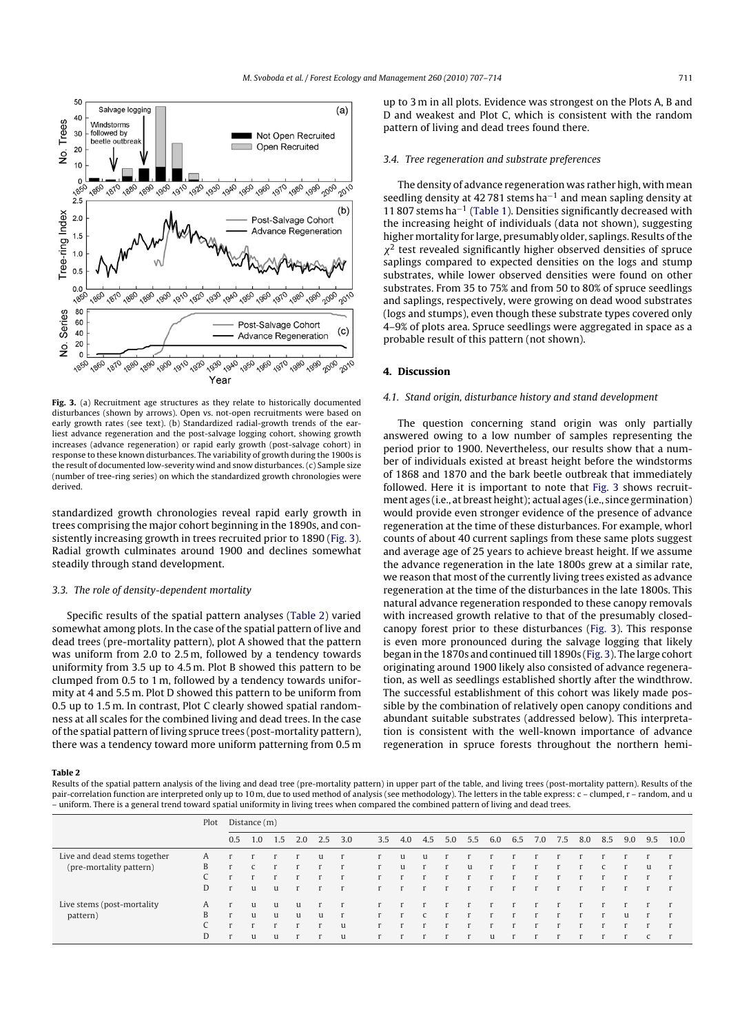**Fig. 3.** (a) Recruitment age structures as they relate to historically documented disturbances (shown by arrows). Open vs. not-open recruitments were based on early growth rates (see text). (b) Standardized radial-growth trends of the earliest advance regeneration and the post-salvage logging cohort, showing growth increases (advance regeneration) or rapid early growth (post-salvage cohort) in response to these known disturbances. The variability of growth during the 1900s is the result of documented low-severity wind and snow disturbances. (c) Sample size (number of tree-ring series) on which the standardized growth chronologies were derived.

standardized growth chronologies reveal rapid early growth in trees comprising the major cohort beginning in the 1890s, and consistently increasing growth in trees recruited prior to 1890 (Fig. 3). Radial growth culminates around 1900 and declines somewhat steadily through stand development.

### 3.3. The role of density-dependent mortality

Specific results of the spatial pattern analyses (Table 2) varied somewhat among plots. In the case of the spatial pattern of live and dead trees (pre-mortality pattern), plot A showed that the pattern was uniform from 2.0 to 2.5 m, followed by a tendency towards uniformity from 3.5 up to 4.5 m. Plot B showed this pattern to be clumped from 0.5 to 1 m, followed by a tendency towards uniformity at 4 and 5.5 m. Plot D showed this pattern to be uniform from 0.5 up to 1.5 m. In contrast, Plot C clearly showed spatial randomness at all scales for the combined living and dead trees. In the case of the spatial pattern of living spruce trees (post-mortality pattern), there was a tendency toward more uniform patterning from 0.5 m up to 3 m in all plots. Evidence was strongest on the Plots A, B and D and weakest and Plot C, which is consistent with the random pattern of living and dead trees found there.

### 3.4. Tree regeneration and substrate preferences

The density of advance regeneration was rather high, with mean seedling density at 42 781 stems $ha^{-1}$ and mean sapling density at 11 807 stems $ha^{-1}$ (Table 1). Densities significantly decreased with the increasing height of individuals (data not shown), suggesting higher mortality for large, presumably older, saplings. Results of the $\chi^2$ test revealed significantly higher observed densities of spruce saplings compared to expected densities on the logs and stump substrates, while lower observed densities were found on other substrates. From 35 to 75% and from 50 to 80% of spruce seedlings and saplings, respectively, were growing on dead wood substrates (logs and stumps), even though these substrate types covered only 4–9% of plots area. Spruce seedlings were aggregated in space as a probable result of this pattern (not shown).

## 4. Discussion

### 4.1. Stand origin, disturbance history and stand development

The question concerning stand origin was only partially answered owing to a low number of samples representing the period prior to 1900. Nevertheless, our results show that a number of individuals existed at breast height before the windstorms of 1868 and 1870 and the bark beetle outbreak that immediately followed. Here it is important to note that Fig. 3 shows recruitment ages (i.e., at breast height); actual ages (i.e., since germination) would provide even stronger evidence of the presence of advance regeneration at the time of these disturbances. For example, whorl counts of about 40 current saplings from these same plots suggest and average age of 25 years to achieve breast height. If we assume the advance regeneration in the late 1800s grew at a similar rate, we reason that most of the currently living trees existed as advance regeneration at the time of the disturbances in the late 1800s. This natural advance regeneration responded to these canopy removals with increased growth relative to that of the presumably closed-canopy forest prior to these disturbances (Fig. 3). This response is even more pronounced during the salvage logging that likely began in the 1870s and continued till 1890s (Fig. 3). The large cohort originating around 1900 likely also consisted of advance regeneration, as well as seedlings established shortly after the windthrow. The successful establishment of this cohort was likely made possible by the combination of relatively open canopy conditions and abundant suitable substrates (addressed below). This interpretation is consistent with the well-known importance of advance regeneration in spruce forests throughout the northern hemi-

**Table 2**
Results of the spatial pattern analysis of the living and dead tree (pre-mortality pattern) in upper part of the table, and living trees (post-mortality pattern). Results of the pair-correlation function are interpreted only up to 10 m, due to used method of analysis (see methodology). The letters in the table express: c – clumped, r – random, and u – uniform. There is a general trend toward spatial uniformity in living trees when compared the combined pattern of living and dead trees.

| | Plot | Distance (m) | | | | | | | | | | | | | | | | | | | |
|---|---|---|---|---|---|---|---|---|---|---|---|---|---|---|---|---|---|---|---|---|---|
| | | 0.5 | 1.0 | 1.5 | 2.0 | 2.5 | 3.0 | 3.5 | 4.0 | 4.5 | 5.0 | 5.5 | 6.0 | 6.5 | 7.0 | 7.5 | 8.0 | 8.5 | 9.0 | 9.5 | 10.0 |
| Live and dead stems together (pre-mortality pattern) | A | r | r | r | r | u | r | r | u | u | r | r | r | r | r | r | r | r | r | r | r |
| | B | r | c | r | r | r | r | r | u | r | r | u | r | r | r | r | r | c | r | u | r |
| | C | r | r | r | r | r | r | r | r | r | r | r | r | r | r | r | r | r | r | r | r |
| | D | r | u | u | r | r | r | r | r | r | r | r | r | r | r | r | r | r | r | r | r |
| Live stems (post-mortality pattern) | A | r | u | u | u | r | r | r | r | r | r | r | r | r | r | r | r | r | r | r | r |
| | B | r | u | u | u | u | r | r | r | c | r | r | r | r | r | r | r | r | u | r | r |
| | C | r | r | r | r | r | u | r | r | r | r | r | r | r | r | r | r | r | r | r | r |
| | D | r | u | u | r | r | u | r | r | r | r | r | u | r | r | r | r | r | r | c | r |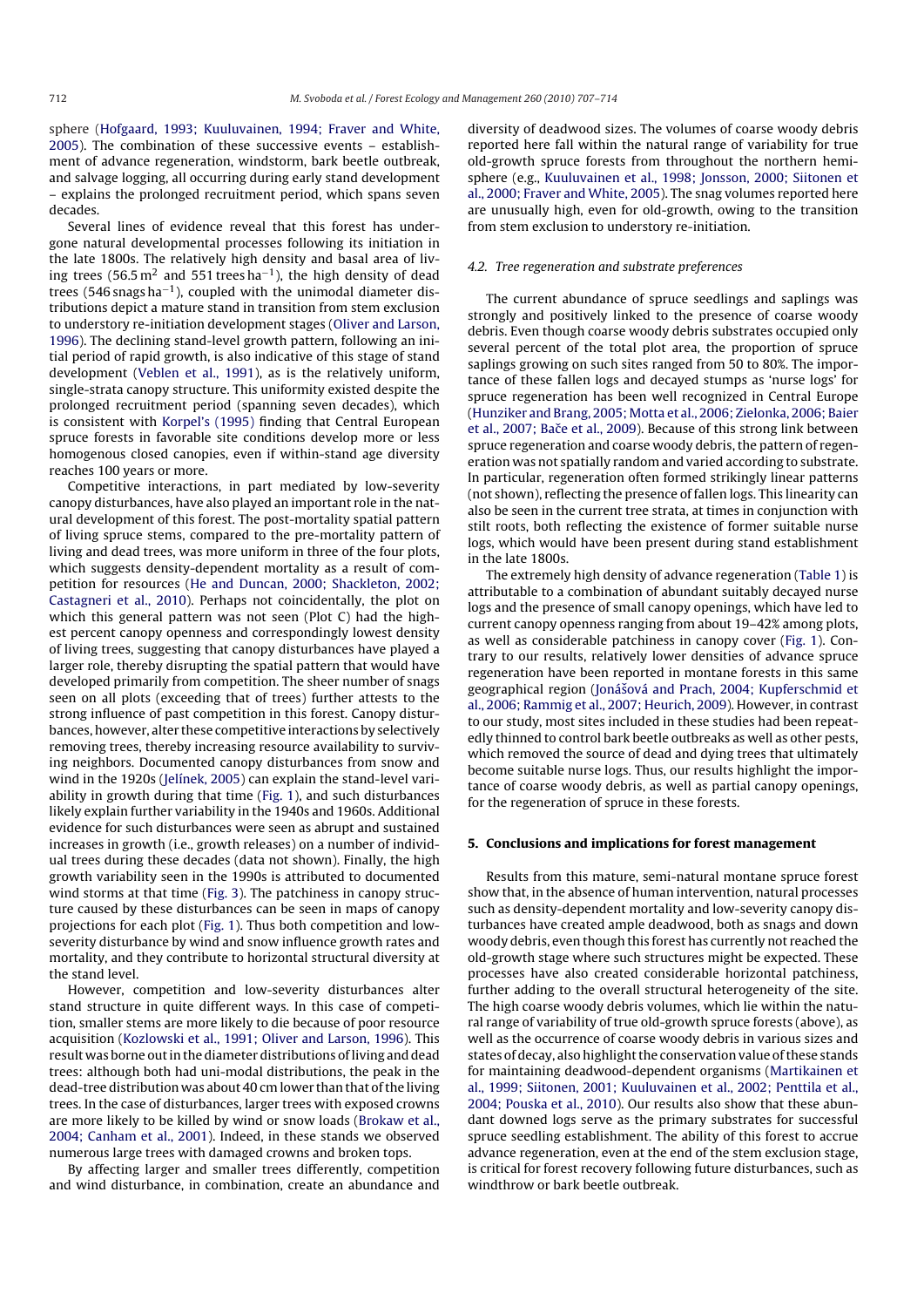sphere (Hofgaard, 1993; Kuuluvainen, 1994; Fraver and White, 2005). The combination of these successive events – establishment of advance regeneration, windstorm, bark beetle outbreak, and salvage logging, all occurring during early stand development – explains the prolonged recruitment period, which spans seven decades.

Several lines of evidence reveal that this forest has undergone natural developmental processes following its initiation in the late 1800s. The relatively high density and basal area of living trees (56.5 $m^2$ and 551 trees $ha^{-1}$), the high density of dead trees (546 snags $ha^{-1}$), coupled with the unimodal diameter distributions depict a mature stand in transition from stem exclusion to understory re-initiation development stages (Oliver and Larson, 1996). The declining stand-level growth pattern, following an initial period of rapid growth, is also indicative of this stage of stand development (Veblen et al., 1991), as is the relatively uniform, single-strata canopy structure. This uniformity existed despite the prolonged recruitment period (spanning seven decades), which is consistent with Korpel's (1995) finding that Central European spruce forests in favorable site conditions develop more or less homogenous closed canopies, even if within-stand age diversity reaches 100 years or more.

Competitive interactions, in part mediated by low-severity canopy disturbances, have also played an important role in the natural development of this forest. The post-mortality spatial pattern of living spruce stems, compared to the pre-mortality pattern of living and dead trees, was more uniform in three of the four plots, which suggests density-dependent mortality as a result of competition for resources (He and Duncan, 2000; Shackleton, 2002; Castagneri et al., 2010). Perhaps not coincidentally, the plot on which this general pattern was not seen (Plot C) had the highest percent canopy openness and correspondingly lowest density of living trees, suggesting that canopy disturbances have played a larger role, thereby disrupting the spatial pattern that would have developed primarily from competition. The sheer number of snags seen on all plots (exceeding that of trees) further attests to the strong influence of past competition in this forest. Canopy disturbances, however, alter these competitive interactions by selectively removing trees, thereby increasing resource availability to surviving neighbors. Documented canopy disturbances from snow and wind in the 1920s (Jelínek, 2005) can explain the stand-level variability in growth during that time (Fig. 1), and such disturbances likely explain further variability in the 1940s and 1960s. Additional evidence for such disturbances were seen as abrupt and sustained increases in growth (i.e., growth releases) on a number of individual trees during these decades (data not shown). Finally, the high growth variability seen in the 1990s is attributed to documented wind storms at that time (Fig. 3). The patchiness in canopy structure caused by these disturbances can be seen in maps of canopy projections for each plot (Fig. 1). Thus both competition and low-severity disturbance by wind and snow influence growth rates and mortality, and they contribute to horizontal structural diversity at the stand level.

However, competition and low-severity disturbances alter stand structure in quite different ways. In this case of competition, smaller stems are more likely to die because of poor resource acquisition (Kozlowski et al., 1991; Oliver and Larson, 1996). This result was borne out in the diameter distributions of living and dead trees: although both had uni-modal distributions, the peak in the dead-tree distribution was about 40 cm lower than that of the living trees. In the case of disturbances, larger trees with exposed crowns are more likely to be killed by wind or snow loads (Brokaw et al., 2004; Canham et al., 2001). Indeed, in these stands we observed numerous large trees with damaged crowns and broken tops.

By affecting larger and smaller trees differently, competition and wind disturbance, in combination, create an abundance and diversity of deadwood sizes. The volumes of coarse woody debris reported here fall within the natural range of variability for true old-growth spruce forests from throughout the northern hemisphere (e.g., Kuuluvainen et al., 1998; Jonsson, 2000; Siitonen et al., 2000; Fraver and White, 2005). The snag volumes reported here are unusually high, even for old-growth, owing to the transition from stem exclusion to understory re-initiation.

### 4.2. Tree regeneration and substrate preferences

The current abundance of spruce seedlings and saplings was strongly and positively linked to the presence of coarse woody debris. Even though coarse woody debris substrates occupied only several percent of the total plot area, the proportion of spruce saplings growing on such sites ranged from 50 to 80%. The importance of these fallen logs and decayed stumps as 'nurse logs' for spruce regeneration has been well recognized in Central Europe (Hunziker and Brang, 2005; Motta et al., 2006; Zielonka, 2006; Baier et al., 2007; Bače et al., 2009). Because of this strong link between spruce regeneration and coarse woody debris, the pattern of regeneration was not spatially random and varied according to substrate. In particular, regeneration often formed strikingly linear patterns (not shown), reflecting the presence of fallen logs. This linearity can also be seen in the current tree strata, at times in conjunction with stilt roots, both reflecting the existence of former suitable nurse logs, which would have been present during stand establishment in the late 1800s.

The extremely high density of advance regeneration (Table 1) is attributable to a combination of abundant suitably decayed nurse logs and the presence of small canopy openings, which have led to current canopy openness ranging from about 19–42% among plots, as well as considerable patchiness in canopy cover (Fig. 1). Contrary to our results, relatively lower densities of advance spruce regeneration have been reported in montane forests in this same geographical region (Jonášová and Prach, 2004; Kupferschmid et al., 2006; Rammig et al., 2007; Heurich, 2009). However, in contrast to our study, most sites included in these studies had been repeatedly thinned to control bark beetle outbreaks as well as other pests, which removed the source of dead and dying trees that ultimately become suitable nurse logs. Thus, our results highlight the importance of coarse woody debris, as well as partial canopy openings, for the regeneration of spruce in these forests.

## 5. Conclusions and implications for forest management

Results from this mature, semi-natural montane spruce forest show that, in the absence of human intervention, natural processes such as density-dependent mortality and low-severity canopy disturbances have created ample deadwood, both as snags and down woody debris, even though this forest has currently not reached the old-growth stage where such structures might be expected. These processes have also created considerable horizontal patchiness, further adding to the overall structural heterogeneity of the site. The high coarse woody debris volumes, which lie within the natural range of variability of true old-growth spruce forests (above), as well as the occurrence of coarse woody debris in various sizes and states of decay, also highlight the conservation value of these stands for maintaining deadwood-dependent organisms (Martikainen et al., 1999; Siitonen, 2001; Kuuluvainen et al., 2002; Penttila et al., 2004; Pouska et al., 2010). Our results also show that these abundant downed logs serve as the primary substrates for successful spruce seedling establishment. The ability of this forest to accrue advance regeneration, even at the end of the stem exclusion stage, is critical for forest recovery following future disturbances, such as windthrow or bark beetle outbreak.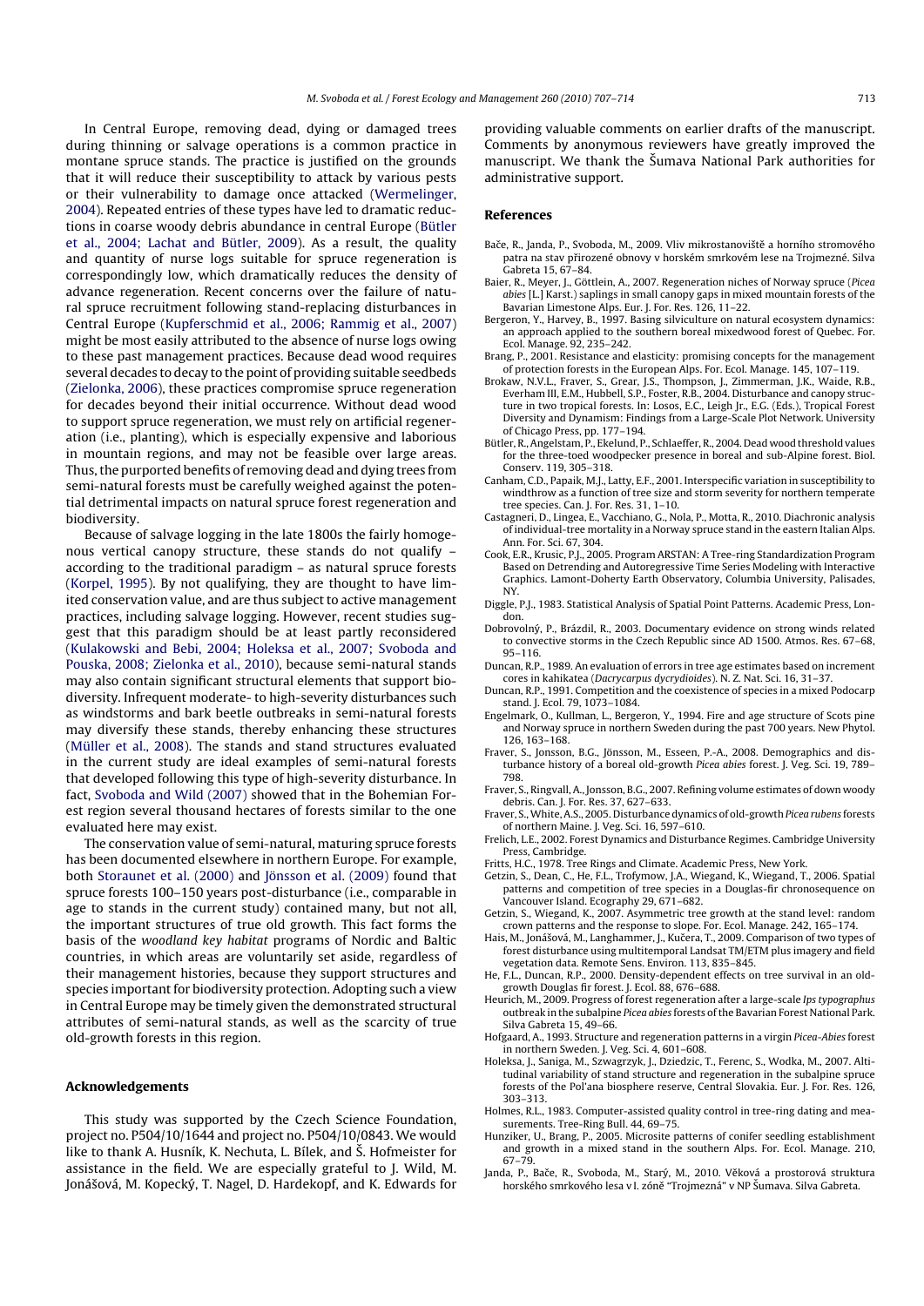In Central Europe, removing dead, dying or damaged trees during thinning or salvage operations is a common practice in montane spruce stands. The practice is justified on the grounds that it will reduce their susceptibility to attack by various pests or their vulnerability to damage once attacked (Wermelinger, 2004). Repeated entries of these types have led to dramatic reductions in coarse woody debris abundance in central Europe (Bütler et al., 2004; Lachat and Bütler, 2009). As a result, the quality and quantity of nurse logs suitable for spruce regeneration is correspondingly low, which dramatically reduces the density of advance regeneration. Recent concerns over the failure of natural spruce recruitment following stand-replacing disturbances in Central Europe (Kupferschmid et al., 2006; Rammig et al., 2007) might be most easily attributed to the absence of nurse logs owing to these past management practices. Because dead wood requires several decades to decay to the point of providing suitable seedbeds (Zielonka, 2006), these practices compromise spruce regeneration for decades beyond their initial occurrence. Without dead wood to support spruce regeneration, we must rely on artificial regeneration (i.e., planting), which is especially expensive and laborious in mountain regions, and may not be feasible over large areas. Thus, the purported benefits of removing dead and dying trees from semi-natural forests must be carefully weighed against the potential detrimental impacts on natural spruce forest regeneration and biodiversity.

Because of salvage logging in the late 1800s the fairly homogenous vertical canopy structure, these stands do not qualify – according to the traditional paradigm – as natural spruce forests (Korpel, 1995). By not qualifying, they are thought to have limited conservation value, and are thus subject to active management practices, including salvage logging. However, recent studies suggest that this paradigm should be at least partly reconsidered (Kulakowski and Bebi, 2004; Holeksa et al., 2007; Svoboda and Pouska, 2008; Zielonka et al., 2010), because semi-natural stands may also contain significant structural elements that support biodiversity. Infrequent moderate- to high-severity disturbances such as windstorms and bark beetle outbreaks in semi-natural forests may diversify these stands, thereby enhancing these structures (Müller et al., 2008). The stands and stand structures evaluated in the current study are ideal examples of semi-natural forests that developed following this type of high-severity disturbance. In fact, Svoboda and Wild (2007) showed that in the Bohemian Forest region several thousand hectares of forests similar to the one evaluated here may exist.

The conservation value of semi-natural, maturing spruce forests has been documented elsewhere in northern Europe. For example, both Storaunet et al. (2000) and Jönsson et al. (2009) found that spruce forests 100–150 years post-disturbance (i.e., comparable in age to stands in the current study) contained many, but not all, the important structures of true old growth. This fact forms the basis of the *woodland key habitat* programs of Nordic and Baltic countries, in which areas are voluntarily set aside, regardless of their management histories, because they support structures and species important for biodiversity protection. Adopting such a view in Central Europe may be timely given the demonstrated structural attributes of semi-natural stands, as well as the scarcity of true old-growth forests in this region.

## Acknowledgements

This study was supported by the Czech Science Foundation, project no. P504/10/1644 and project no. P504/10/0843. We would like to thank A. Husník, K. Nechuta, L. Bílek, and Š. Hofmeister for assistance in the field. We are especially grateful to J. Wild, M. Jonášová, M. Kopecký, T. Nagel, D. Hardekopf, and K. Edwards for providing valuable comments on earlier drafts of the manuscript. Comments by anonymous reviewers have greatly improved the manuscript. We thank the Šumava National Park authorities for administrative support.

## References

Bače, R., Janda, P., Svoboda, M., 2009. Vliv mikrostanoviště a horního stromového patra na stav přirozené obnovy v horském smrkovém lese na Trojmezné. Silva Gabreta 15, 67–84.

Baier, R., Meyer, J., Göttlein, A., 2007. Regeneration niches of Norway spruce (*Picea abies* [L.] Karst.) saplings in small canopy gaps in mixed mountain forests of the Bavarian Limestone Alps. Eur. J. For. Res. 126, 11–22.

Bergeron, Y., Harvey, B., 1997. Basing silviculture on natural ecosystem dynamics: an approach applied to the southern boreal mixedwood forest of Quebec. For. Ecol. Manage. 92, 235–242.

Brang, P., 2001. Resistance and elasticity: promising concepts for the management of protection forests in the European Alps. For. Ecol. Manage. 145, 107–119.

Brokaw, N.V.L., Fraver, S., Grear, J.S., Thompson, J., Zimmerman, J.K., Waide, R.B., Everham III, E.M., Hubbell, S.P., Foster, R.B., 2004. Disturbance and canopy structure in two tropical forests. In: Losos, E.C., Leigh Jr., E.G. (Eds.), Tropical Forest Diversity and Dynamism: Findings from a Large-Scale Plot Network. University of Chicago Press, pp. 177–194.

Bütler, R., Angelstam, P., Ekelund, P., Schlaeffer, R., 2004. Dead wood threshold values for the three-toed woodpecker presence in boreal and sub-Alpine forest. Biol. Conserv. 119, 305–318.

Canham, C.D., Papaik, M.J., Latty, E.F., 2001. Interspecific variation in susceptibility to windthrow as a function of tree size and storm severity for northern temperate tree species. Can. J. For. Res. 31, 1–10.

Castagneri, D., Lingea, E., Vacchiano, G., Nola, P., Motta, R., 2010. Diachronic analysis of individual-tree mortality in a Norway spruce stand in the eastern Italian Alps. Ann. For. Sci. 67, 304.

Cook, E.R., Krusic, P.J., 2005. Program ARSTAN: A Tree-ring Standardization Program Based on Detrending and Autoregressive Time Series Modeling with Interactive Graphics. Lamont-Doherty Earth Observatory, Columbia University, Palisades, NY.

Diggle, P.J., 1983. Statistical Analysis of Spatial Point Patterns. Academic Press, London.

Dobrovolný, P., Brázdil, R., 2003. Documentary evidence on strong winds related to convective storms in the Czech Republic since AD 1500. Atmos. Res. 67–68, 95–116.

Duncan, R.P., 1989. An evaluation of errors in tree age estimates based on increment cores in kahikatea (*Dacrycarpus dycrydioides*). N. Z. Nat. Sci. 16, 31–37.

Duncan, R.P., 1991. Competition and the coexistence of species in a mixed Podocarp stand. J. Ecol. 79, 1073–1084.

Engelmark, O., Kullman, L., Bergeron, Y., 1994. Fire and age structure of Scots pine and Norway spruce in northern Sweden during the past 700 years. New Phytol. 126, 163–168.

Fraver, S., Jonsson, B.G., Jönsson, M., Esseen, P.-A., 2008. Demographics and disturbance history of a boreal old-growth *Picea abies* forest. J. Veg. Sci. 19, 789–798.

Fraver, S., Ringvall, A., Jonsson, B.G., 2007. Refining volume estimates of down woody debris. Can. J. For. Res. 37, 627–633.

Fraver, S., White, A.S., 2005. Disturbance dynamics of old-growth *Picea rubens* forests of northern Maine. J. Veg. Sci. 16, 597–610.

Frelich, L.E., 2002. Forest Dynamics and Disturbance Regimes. Cambridge University Press, Cambridge.

Fritts, H.C., 1978. Tree Rings and Climate. Academic Press, New York.

Getzin, S., Dean, C., He, F.L., Trofymow, J.A., Wiegand, K., Wiegand, T., 2006. Spatial patterns and competition of tree species in a Douglas-fir chronosequence on Vancouver Island. Ecography 29, 671–682.

Getzin, S., Wiegand, K., 2007. Asymmetric tree growth at the stand level: random crown patterns and the response to slope. For. Ecol. Manage. 242, 165–174.

Hais, M., Jonášová, M., Langhammer, J., Kučera, T., 2009. Comparison of two types of forest disturbance using multitemporal Landsat TM/ETM plus imagery and field vegetation data. Remote Sens. Environ. 113, 835–845.

He, F.L., Duncan, R.P., 2000. Density-dependent effects on tree survival in an old-growth Douglas fir forest. J. Ecol. 88, 676–688.

Heurich, M., 2009. Progress of forest regeneration after a large-scale *Ips typographus* outbreak in the subalpine *Picea abies* forests of the Bavarian Forest National Park. Silva Gabreta 15, 49–66.

Hofgaard, A., 1993. Structure and regeneration patterns in a virgin *Picea-Abies* forest in northern Sweden. J. Veg. Sci. 4, 601–608.

Holeksa, J., Saniga, M., Szwagrzyk, J., Dziedzic, T., Ferenc, S., Wodka, M., 2007. Altitudinal variability of stand structure and regeneration in the subalpine spruce forests of the Pol'ana biosphere reserve, Central Slovakia. Eur. J. For. Res. 126, 303–313.

Holmes, R.L., 1983. Computer-assisted quality control in tree-ring dating and measurements. Tree-Ring Bull. 44, 69–75.

Hunziker, U., Brang, P., 2005. Microsite patterns of conifer seedling establishment and growth in a mixed stand in the southern Alps. For. Ecol. Manage. 210, 67–79.

Janda, P., Bače, R., Svoboda, M., Starý, M., 2010. Věková a prostorová struktura horského smrkového lesa v I. zóně "Trojmezná" v NP Šumava. Silva Gabreta.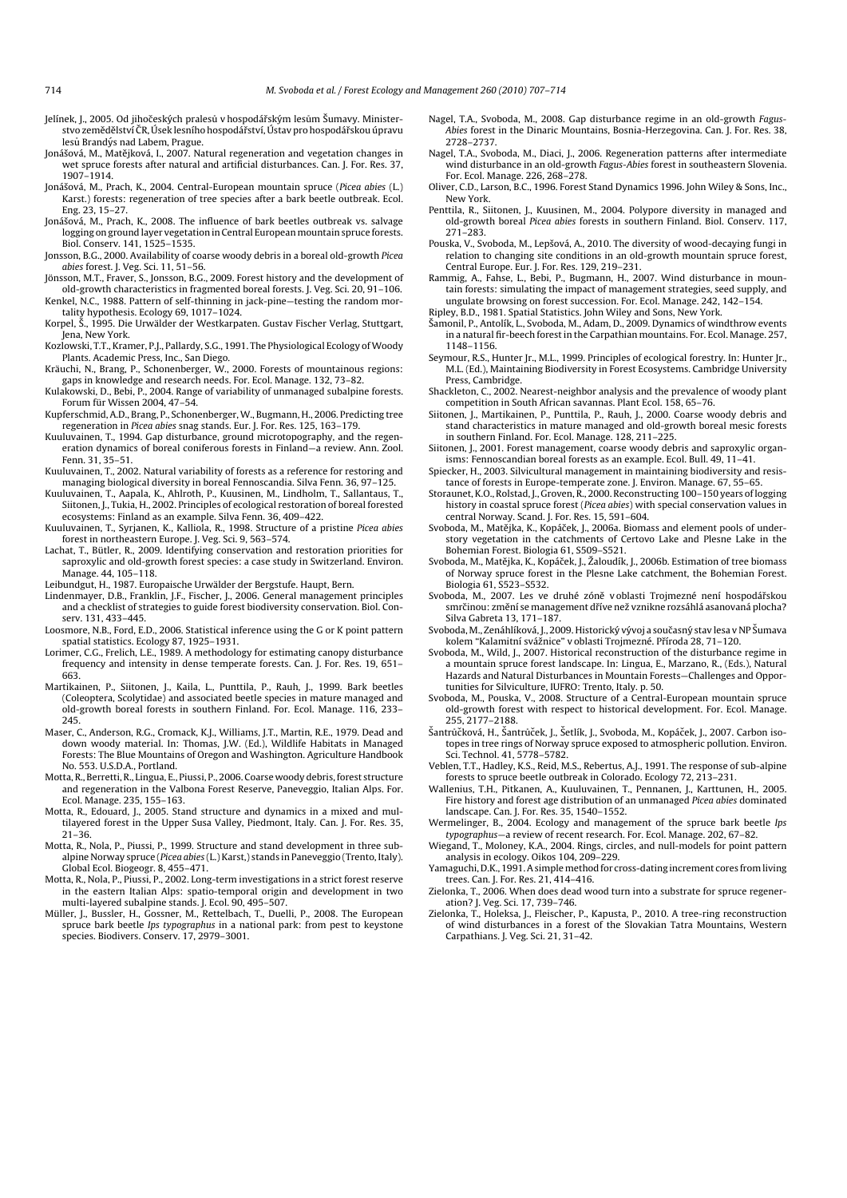Jelínek, J., 2005. Od jihočeských pralesů v hospodářským lesům Šumavy. Ministerstvo zemědělství ČR, Úsek lesního hospodářství, Ústav pro hospodářskou úpravu lesů Brandýs nad Labem, Prague.

Jonášová, M., Matějková, I., 2007. Natural regeneration and vegetation changes in wet spruce forests after natural and artificial disturbances. Can. J. For. Res. 37, 1907–1914.

Jonášová, M., Prach, K., 2004. Central-European mountain spruce (*Picea abies* (L.) Karst.) forests: regeneration of tree species after a bark beetle outbreak. Ecol. Eng. 23, 15–27.

Jonášová, M., Prach, K., 2008. The influence of bark beetles outbreak vs. salvage logging on ground layer vegetation in Central European mountain spruce forests. Biol. Conserv. 141, 1525–1535.

Jonsson, B.G., 2000. Availability of coarse woody debris in a boreal old-growth *Picea abies* forest. J. Veg. Sci. 11, 51–56.

Jönsson, M.T., Fraver, S., Jonsson, B.G., 2009. Forest history and the development of old-growth characteristics in fragmented boreal forests. J. Veg. Sci. 20, 91–106.

Kenkel, N.C., 1988. Pattern of self-thinning in jack-pine—testing the random mortality hypothesis. Ecology 69, 1017–1024.

Korpel, Š., 1995. Die Urwälder der Westkarpaten. Gustav Fischer Verlag, Stuttgart, Jena, New York.

Kozlowski, T.T., Kramer, P.J., Pallardy, S.G., 1991. The Physiological Ecology of Woody Plants. Academic Press, Inc., San Diego.

Kräuchi, N., Brang, P., Schonenberger, W., 2000. Forests of mountainous regions: gaps in knowledge and research needs. For. Ecol. Manage. 132, 73–82.

Kulakowski, D., Bebi, P., 2004. Range of variability of unmanaged subalpine forests. Forum für Wissen 2004, 47–54.

Kupferschmid, A.D., Brang, P., Schonenberger, W., Bugmann, H., 2006. Predicting tree regeneration in *Picea abies* snag stands. Eur. J. For. Res. 125, 163–179.

Kuuluvainen, T., 1994. Gap disturbance, ground microtopography, and the regeneration dynamics of boreal coniferous forests in Finland—a review. Ann. Zool. Fenn. 31, 35–51.

Kuuluvainen, T., 2002. Natural variability of forests as a reference for restoring and managing biological diversity in boreal Fennoscandia. Silva Fenn. 36, 97–125.

Kuuluvainen, T., Aapala, K., Ahlroth, P., Kuusinen, M., Lindholm, T., Sallantaus, T., Siitonen, J., Tukia, H., 2002. Principles of ecological restoration of boreal forested ecosystems: Finland as an example. Silva Fenn. 36, 409–422.

Kuuluvainen, T., Syrjanen, K., Kalliola, R., 1998. Structure of a pristine *Picea abies* forest in northeastern Europe. J. Veg. Sci. 9, 563–574.

Lachat, T., Bütler, R., 2009. Identifying conservation and restoration priorities for saproxylic and old-growth forest species: a case study in Switzerland. Environ. Manage. 44, 105–118.

Leibundgut, H., 1987. Europaische Urwälder der Bergstufe. Haupt, Bern.

Lindenmayer, D.B., Franklin, J.F., Fischer, J., 2006. General management principles and a checklist of strategies to guide forest biodiversity conservation. Biol. Conserv. 131, 433–445.

Loosmore, N.B., Ford, E.D., 2006. Statistical inference using the G or K point pattern spatial statistics. Ecology 87, 1925–1931.

Lorimer, C.G., Frelich, L.E., 1989. A methodology for estimating canopy disturbance frequency and intensity in dense temperate forests. Can. J. For. Res. 19, 651–663.

Martikainen, P., Siitonen, J., Kaila, L., Punttila, P., Rauh, J., 1999. Bark beetles (Coleoptera, Scolytidae) and associated beetle species in mature managed and old-growth boreal forests in southern Finland. For. Ecol. Manage. 116, 233–245.

Maser, C., Anderson, R.G., Cromack, K.J., Williams, J.T., Martin, R.E., 1979. Dead and down woody material. In: Thomas, J.W. (Ed.), Wildlife Habitats in Managed Forests: The Blue Mountains of Oregon and Washington. Agriculture Handbook No. 553. U.S.D.A., Portland.

Motta, R., Berretti, R., Lingua, E., Piussi, P., 2006. Coarse woody debris, forest structure and regeneration in the Valbona Forest Reserve, Paneveggio, Italian Alps. For. Ecol. Manage. 235, 155–163.

Motta, R., Edouard, J., 2005. Stand structure and dynamics in a mixed and multilayered forest in the Upper Susa Valley, Piedmont, Italy. Can. J. For. Res. 35, 21–36.

Motta, R., Nola, P., Piussi, P., 1999. Structure and stand development in three subalpine Norway spruce (*Picea abies* (L.) Karst,) stands in Paneveggio (Trento, Italy). Global Ecol. Biogeogr. 8, 455–471.

Motta, R., Nola, P., Piussi, P., 2002. Long-term investigations in a strict forest reserve in the eastern Italian Alps: spatio-temporal origin and development in two multi-layered subalpine stands. J. Ecol. 90, 495–507.

Müller, J., Bussler, H., Gossner, M., Rettelbach, T., Duelli, P., 2008. The European spruce bark beetle *Ips typographus* in a national park: from pest to keystone species. Biodivers. Conserv. 17, 2979–3001.

Nagel, T.A., Svoboda, M., 2008. Gap disturbance regime in an old-growth *Fagus-Abies* forest in the Dinaric Mountains, Bosnia-Herzegovina. Can. J. For. Res. 38, 2728–2737.

Nagel, T.A., Svoboda, M., Diaci, J., 2006. Regeneration patterns after intermediate wind disturbance in an old-growth *Fagus-Abies* forest in southeastern Slovenia. For. Ecol. Manage. 226, 268–278.

Oliver, C.D., Larson, B.C., 1996. Forest Stand Dynamics 1996. John Wiley & Sons, Inc., New York.

Penttila, R., Siitonen, J., Kuusinen, M., 2004. Polypore diversity in managed and old-growth boreal *Picea abies* forests in southern Finland. Biol. Conserv. 117, 271–283.

Pouska, V., Svoboda, M., Lepšová, A., 2010. The diversity of wood-decaying fungi in relation to changing site conditions in an old-growth mountain spruce forest, Central Europe. Eur. J. For. Res. 129, 219–231.

Rammig, A., Fahse, L., Bebi, P., Bugmann, H., 2007. Wind disturbance in mountain forests: simulating the impact of management strategies, seed supply, and ungulate browsing on forest succession. For. Ecol. Manage. 242, 142–154.

Ripley, B.D., 1981. Spatial Statistics. John Wiley and Sons, New York.

Šamonil, P., Antolík, L., Svoboda, M., Adam, D., 2009. Dynamics of windthrow events in a natural fir-beech forest in the Carpathian mountains. For. Ecol. Manage. 257, 1148–1156.

Seymour, R.S., Hunter Jr., M.L., 1999. Principles of ecological forestry. In: Hunter Jr., M.L. (Ed.), Maintaining Biodiversity in Forest Ecosystems. Cambridge University Press, Cambridge.

Shackleton, C., 2002. Nearest-neighbor analysis and the prevalence of woody plant competition in South African savannas. Plant Ecol. 158, 65–76.

Siitonen, J., Martikainen, P., Punttila, P., Rauh, J., 2000. Coarse woody debris and stand characteristics in mature managed and old-growth boreal mesic forests in southern Finland. For. Ecol. Manage. 128, 211–225.

Siitonen, J., 2001. Forest management, coarse woody debris and saproxylic organisms: Fennoscandian boreal forests as an example. Ecol. Bull. 49, 11–41.

Spiecker, H., 2003. Silvicultural management in maintaining biodiversity and resistance of forests in Europe-temperate zone. J. Environ. Manage. 67, 55–65.

Storaunet, K.O., Rolstad, J., Groven, R., 2000. Reconstructing 100–150 years of logging history in coastal spruce forest (*Picea abies*) with special conservation values in central Norway. Scand. J. For. Res. 15, 591–604.

Svoboda, M., Matějka, K., Kopáček, J., 2006a. Biomass and element pools of understory vegetation in the catchments of Certovo Lake and Plesne Lake in the Bohemian Forest. Biologia 61, S509–S521.

Svoboda, M., Matějka, K., Kopáček, J., Žaloudík, J., 2006b. Estimation of tree biomass of Norway spruce forest in the Plesne Lake catchment, the Bohemian Forest. Biologia 61, S523–S532.

Svoboda, M., 2007. Les ve druhé zóně v oblasti Trojmezné není hospodářskou smrčinou: změní se management dříve než vznikne rozsáhlá asanovaná plocha? Silva Gabreta 13, 171–187.

Svoboda, M., Zenáhlíková, J., 2009. Historický vývoj a současný stav lesa v NP Šumava kolem "Kalamitní svážnice" v oblasti Trojmezné. Příroda 28, 71–120.

Svoboda, M., Wild, J., 2007. Historical reconstruction of the disturbance regime in a mountain spruce forest landscape. In: Lingua, E., Marzano, R., (Eds.), Natural Hazards and Natural Disturbances in Mountain Forests—Challenges and Opportunities for Silviculture, IUFRO: Trento, Italy. p. 50.

Svoboda, M., Pouska, V., 2008. Structure of a Central-European mountain spruce old-growth forest with respect to historical development. For. Ecol. Manage. 255, 2177–2188.

Šantrůčková, H., Šantrůček, J., Šetlík, J., Svoboda, M., Kopáček, J., 2007. Carbon isotopes in tree rings of Norway spruce exposed to atmospheric pollution. Environ. Sci. Technol. 41, 5778–5782.

Veblen, T.T., Hadley, K.S., Reid, M.S., Rebertus, A.J., 1991. The response of sub-alpine forests to spruce beetle outbreak in Colorado. Ecology 72, 213–231.

Wallenius, T.H., Pitkanen, A., Kuuluvainen, T., Pennanen, J., Karttunen, H., 2005. Fire history and forest age distribution of an unmanaged *Picea abies* dominated landscape. Can. J. For. Res. 35, 1540–1552.

Wermelinger, B., 2004. Ecology and management of the spruce bark beetle *Ips typographus*—a review of recent research. For. Ecol. Manage. 202, 67–82.

Wiegand, T., Moloney, K.A., 2004. Rings, circles, and null-models for point pattern analysis in ecology. Oikos 104, 209–229.

Yamaguchi, D.K., 1991. A simple method for cross-dating increment cores from living trees. Can. J. For. Res. 21, 414–416.

Zielonka, T., 2006. When does dead wood turn into a substrate for spruce regeneration? J. Veg. Sci. 17, 739–746.

Zielonka, T., Holeksa, J., Fleischer, P., Kapusta, P., 2010. A tree-ring reconstruction of wind disturbances in a forest of the Slovakian Tatra Mountains, Western Carpathians. J. Veg. Sci. 21, 31–42.